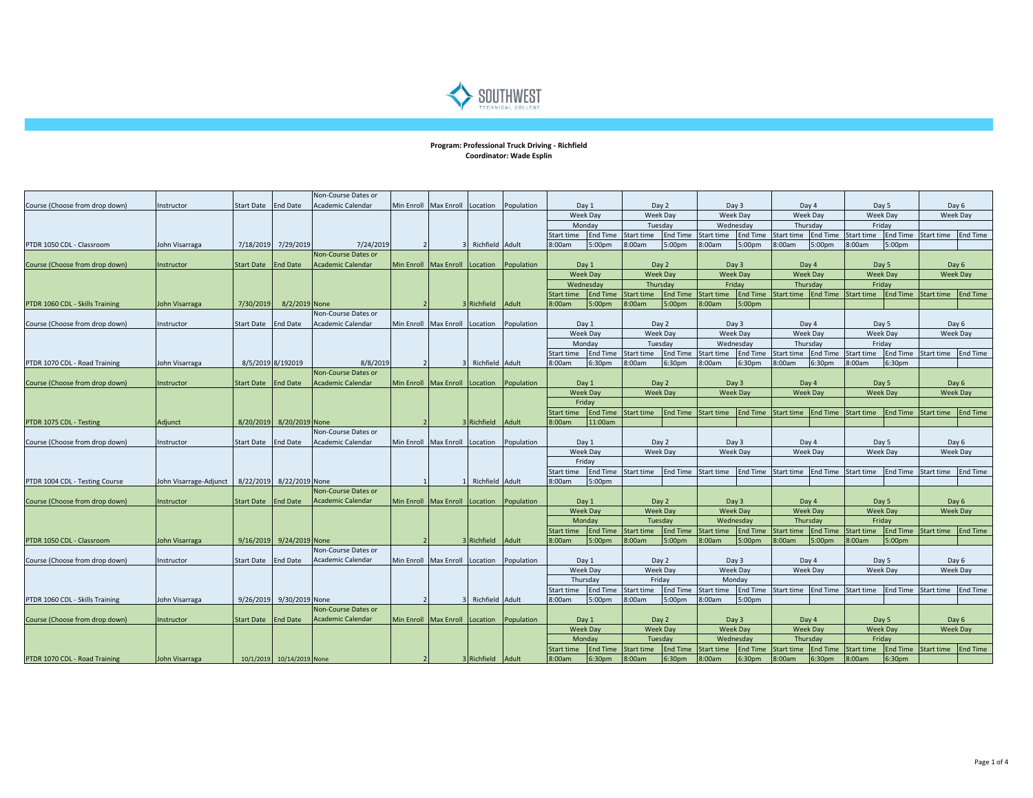**Program: Professional Truck Driving - Richfield**
**Coordinator: Wade Esplin**

| Course (Choose from drop down) | Instructor | Start Date | End Date | Non-Course Dates or Academic Calendar | Min Enroll | Max Enroll | Location | Population | Day 1 | | Day 2 | | Day 3 | | Day 4 | | Day 5 | | Day 6 | |
|---|---|---|---|---|---|---|---|---|---|---|---|---|---|---|---|---|---|---|---|---|
| | | | | | | | | | Week Day | | Week Day | | Week Day | | Week Day | | Week Day | | Week Day | |
| | | | | | | | | | Monday | | Tuesday | | Wednesday | | Thursday | | Friday | | | |
| | | | | | | | | | Start time | End Time | Start time | End Time | Start time | End Time | Start time | End Time | Start time | End Time | Start time | End Time |
| PTDR 1050 CDL - Classroom | John Visarraga | 7/18/2019 | 7/29/2019 | 7/24/2019 | 2 | 3 | Richfield | Adult | 8:00am | 5:00pm | 8:00am | 5:00pm | 8:00am | 5:00pm | 8:00am | 5:00pm | 8:00am | 5:00pm | | |
| Course (Choose from drop down) | Instructor | Start Date | End Date | Non-Course Dates or Academic Calendar | Min Enroll | Max Enroll | Location | Population | Day 1 | | Day 2 | | Day 3 | | Day 4 | | Day 5 | | Day 6 | |
| | | | | | | | | | Week Day | | Week Day | | Week Day | | Week Day | | Week Day | | Week Day | |
| | | | | | | | | | Wednesday | | Thursday | | Friday | | Thursday | | Friday | | | |
| | | | | | | | | | Start time | End Time | Start time | End Time | Start time | End Time | Start time | End Time | Start time | End Time | Start time | End Time |
| PTDR 1060 CDL - Skills Training | John Visarraga | 7/30/2019 | 8/2/2019 | None | 2 | 3 | Richfield | Adult | 8:00am | 5:00pm | 8:00am | 5:00pm | 8:00am | 5:00pm | | | | | | |
| Course (Choose from drop down) | Instructor | Start Date | End Date | Non-Course Dates or Academic Calendar | Min Enroll | Max Enroll | Location | Population | Day 1 | | Day 2 | | Day 3 | | Day 4 | | Day 5 | | Day 6 | |
| | | | | | | | | | Week Day | | Week Day | | Week Day | | Week Day | | Week Day | | Week Day | |
| | | | | | | | | | Monday | | Tuesday | | Wednesday | | Thursday | | Friday | | | |
| | | | | | | | | | Start time | End Time | Start time | End Time | Start time | End Time | Start time | End Time | Start time | End Time | Start time | End Time |
| PTDR 1070 CDL - Road Training | John Visarraga | 8/5/2019 | 8/192019 | 8/8/2019 | 2 | 3 | Richfield | Adult | 8:00am | 6:30pm | 8:00am | 6:30pm | 8:00am | 6:30pm | 8:00am | 6:30pm | 8:00am | 6:30pm | | |
| Course (Choose from drop down) | Instructor | Start Date | End Date | Non-Course Dates or Academic Calendar | Min Enroll | Max Enroll | Location | Population | Day 1 | | Day 2 | | Day 3 | | Day 4 | | Day 5 | | Day 6 | |
| | | | | | | | | | Week Day | | Week Day | | Week Day | | Week Day | | Week Day | | Week Day | |
| | | | | | | | | | Friday | | | | | | | | | | | |
| | | | | | | | | | Start time | End Time | Start time | End Time | Start time | End Time | Start time | End Time | Start time | End Time | Start time | End Time |
| PTDR 1075 CDL - Testing | Adjunct | 8/20/2019 | 8/20/2019 | None | 2 | 3 | Richfield | Adult | 8:00am | 11:00am | | | | | | | | | | |
| Course (Choose from drop down) | Instructor | Start Date | End Date | Non-Course Dates or Academic Calendar | Min Enroll | Max Enroll | Location | Population | Day 1 | | Day 2 | | Day 3 | | Day 4 | | Day 5 | | Day 6 | |
| | | | | | | | | | Week Day | | Week Day | | Week Day | | Week Day | | Week Day | | Week Day | |
| | | | | | | | | | Friday | | | | | | | | | | | |
| | | | | | | | | | Start time | End Time | Start time | End Time | Start time | End Time | Start time | End Time | Start time | End Time | Start time | End Time |
| PTDR 1004 CDL - Testing Course | John Visarrage-Adjunct | 8/22/2019 | 8/22/2019 | None | 1 | 1 | Richfield | Adult | 8:00am | 5:00pm | | | | | | | | | | |
| Course (Choose from drop down) | Instructor | Start Date | End Date | Non-Course Dates or Academic Calendar | Min Enroll | Max Enroll | Location | Population | Day 1 | | Day 2 | | Day 3 | | Day 4 | | Day 5 | | Day 6 | |
| | | | | | | | | | Week Day | | Week Day | | Week Day | | Week Day | | Week Day | | Week Day | |
| | | | | | | | | | Monday | | Tuesday | | Wednesday | | Thursday | | Friday | | | |
| | | | | | | | | | Start time | End Time | Start time | End Time | Start time | End Time | Start time | End Time | Start time | End Time | Start time | End Time |
| PTDR 1050 CDL - Classroom | John Visarraga | 9/16/2019 | 9/24/2019 | None | 2 | 3 | Richfield | Adult | 8:00am | 5:00pm | 8:00am | 5:00pm | 8:00am | 5:00pm | 8:00am | 5:00pm | 8:00am | 5:00pm | | |
| Course (Choose from drop down) | Instructor | Start Date | End Date | Non-Course Dates or Academic Calendar | Min Enroll | Max Enroll | Location | Population | Day 1 | | Day 2 | | Day 3 | | Day 4 | | Day 5 | | Day 6 | |
| | | | | | | | | | Week Day | | Week Day | | Week Day | | Week Day | | Week Day | | Week Day | |
| | | | | | | | | | Thursday | | Friday | | Monday | | | | | | | |
| | | | | | | | | | Start time | End Time | Start time | End Time | Start time | End Time | Start time | End Time | Start time | End Time | Start time | End Time |
| PTDR 1060 CDL - Skills Training | John Visarraga | 9/26/2019 | 9/30/2019 | None | 2 | 3 | Richfield | Adult | 8:00am | 5:00pm | 8:00am | 5:00pm | 8:00am | 5:00pm | | | | | | |
| Course (Choose from drop down) | Instructor | Start Date | End Date | Non-Course Dates or Academic Calendar | Min Enroll | Max Enroll | Location | Population | Day 1 | | Day 2 | | Day 3 | | Day 4 | | Day 5 | | Day 6 | |
| | | | | | | | | | Week Day | | Week Day | | Week Day | | Week Day | | Week Day | | Week Day | |
| | | | | | | | | | Monday | | Tuesday | | Wednesday | | Thursday | | Friday | | | |
| | | | | | | | | | Start time | End Time | Start time | End Time | Start time | End Time | Start time | End Time | Start time | End Time | Start time | End Time |
| PTDR 1070 CDL - Road Training | John Visarraga | 10/1/2019 | 10/14/2019 | None | 2 | 3 | Richfield | Adult | 8:00am | 6:30pm | 8:00am | 6:30pm | 8:00am | 6:30pm | 8:00am | 6:30pm | 8:00am | 6:30pm | | |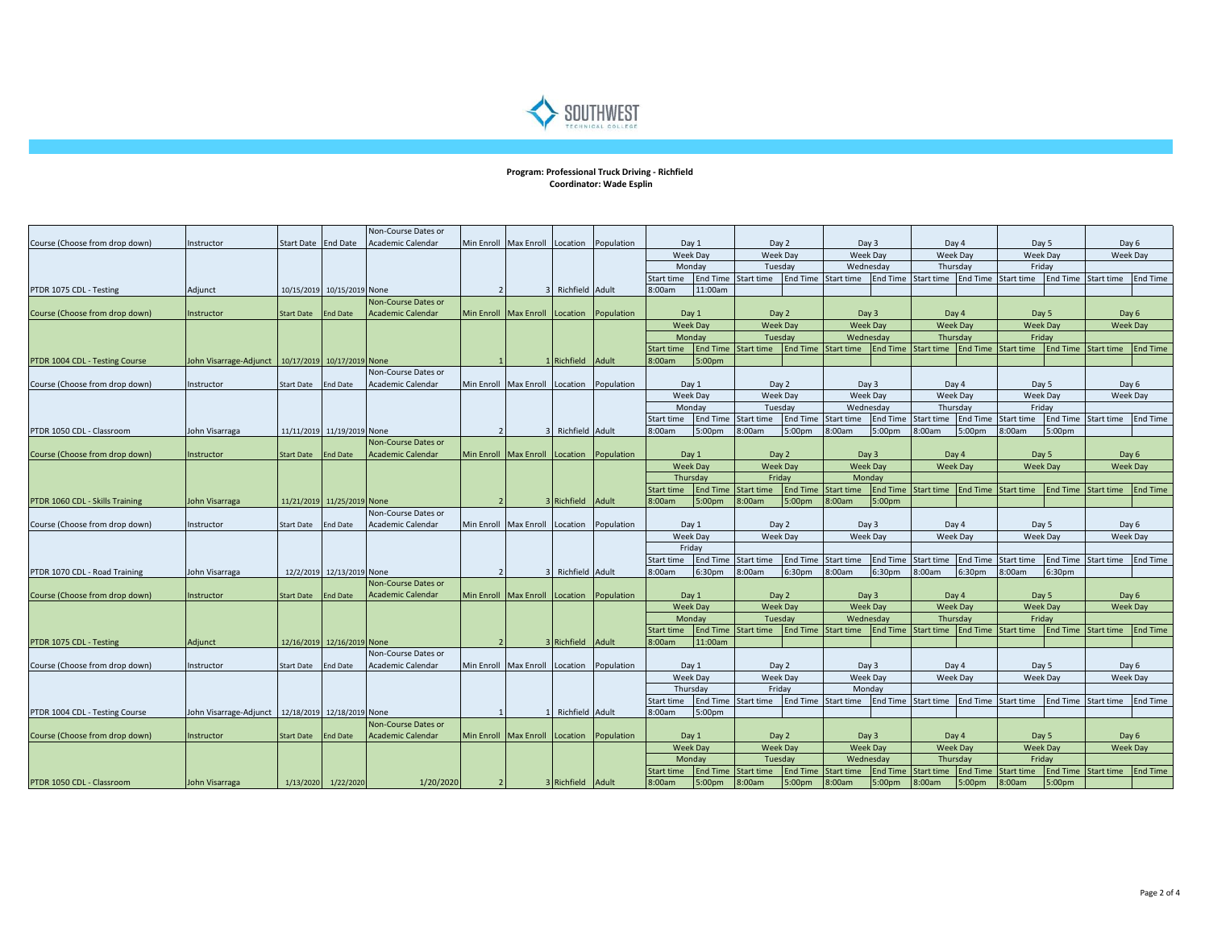**Program: Professional Truck Driving - Richfield**
**Coordinator: Wade Esplin**

| Course (Choose from drop down) | Instructor | Start Date | End Date | Non-Course Dates or Academic Calendar | Min Enroll | Max Enroll | Location | Population | Day 1 | | Day 2 | | Day 3 | | Day 4 | | Day 5 | | Day 6 | |
|---|---|---|---|---|---|---|---|---|---|---|---|---|---|---|---|---|---|---|---|---|
| | | | | | | | | | Week Day | | Week Day | | Week Day | | Week Day | | Week Day | | Week Day | |
| | | | | | | | | | Monday | | Tuesday | | Wednesday | | Thursday | | Friday | | | |
| | | | | | | | | | Start time | End Time | Start time | End Time | Start time | End Time | Start time | End Time | Start time | End Time | Start time | End Time |
| PTDR 1075 CDL - Testing | Adjunct | 10/15/2019 | 10/15/2019 | None | 2 | 3 | Richfield | Adult | 8:00am | 11:00am | | | | | | | | | | |
| Course (Choose from drop down) | Instructor | Start Date | End Date | Non-Course Dates or Academic Calendar | Min Enroll | Max Enroll | Location | Population | Day 1 | | Day 2 | | Day 3 | | Day 4 | | Day 5 | | Day 6 | |
| | | | | | | | | | Week Day | | Week Day | | Week Day | | Week Day | | Week Day | | Week Day | |
| | | | | | | | | | Monday | | Tuesday | | Wednesday | | Thursday | | Friday | | | |
| | | | | | | | | | Start time | End Time | Start time | End Time | Start time | End Time | Start time | End Time | Start time | End Time | Start time | End Time |
| PTDR 1004 CDL - Testing Course | John Visarrage-Adjunct | 10/17/2019 | 10/17/2019 | None | 1 | 1 | Richfield | Adult | 8:00am | 5:00pm | | | | | | | | | | |
| Course (Choose from drop down) | Instructor | Start Date | End Date | Non-Course Dates or Academic Calendar | Min Enroll | Max Enroll | Location | Population | Day 1 | | Day 2 | | Day 3 | | Day 4 | | Day 5 | | Day 6 | |
| | | | | | | | | | Week Day | | Week Day | | Week Day | | Week Day | | Week Day | | Week Day | |
| | | | | | | | | | Monday | | Tuesday | | Wednesday | | Thursday | | Friday | | | |
| | | | | | | | | | Start time | End Time | Start time | End Time | Start time | End Time | Start time | End Time | Start time | End Time | Start time | End Time |
| PTDR 1050 CDL - Classroom | John Visarraga | 11/11/2019 | 11/19/2019 | None | 2 | 3 | Richfield | Adult | 8:00am | 5:00pm | 8:00am | 5:00pm | 8:00am | 5:00pm | 8:00am | 5:00pm | 8:00am | 5:00pm | | |
| Course (Choose from drop down) | Instructor | Start Date | End Date | Non-Course Dates or Academic Calendar | Min Enroll | Max Enroll | Location | Population | Day 1 | | Day 2 | | Day 3 | | Day 4 | | Day 5 | | Day 6 | |
| | | | | | | | | | Week Day | | Week Day | | Week Day | | Week Day | | Week Day | | Week Day | |
| | | | | | | | | | Thursday | | Friday | | Monday | | | | | | | |
| | | | | | | | | | Start time | End Time | Start time | End Time | Start time | End Time | Start time | End Time | Start time | End Time | Start time | End Time |
| PTDR 1060 CDL - Skills Training | John Visarraga | 11/21/2019 | 11/25/2019 | None | 2 | 3 | Richfield | Adult | 8:00am | 5:00pm | 8:00am | 5:00pm | 8:00am | 5:00pm | | | | | | |
| Course (Choose from drop down) | Instructor | Start Date | End Date | Non-Course Dates or Academic Calendar | Min Enroll | Max Enroll | Location | Population | Day 1 | | Day 2 | | Day 3 | | Day 4 | | Day 5 | | Day 6 | |
| | | | | | | | | | Week Day | | Week Day | | Week Day | | Week Day | | Week Day | | Week Day | |
| | | | | | | | | | Friday | | | | | | | | | | | |
| | | | | | | | | | Start time | End Time | Start time | End Time | Start time | End Time | Start time | End Time | Start time | End Time | Start time | End Time |
| PTDR 1070 CDL - Road Training | John Visarraga | 12/2/2019 | 12/13/2019 | None | 2 | 3 | Richfield | Adult | 8:00am | 6:30pm | 8:00am | 6:30pm | 8:00am | 6:30pm | 8:00am | 6:30pm | 8:00am | 6:30pm | | |
| Course (Choose from drop down) | Instructor | Start Date | End Date | Non-Course Dates or Academic Calendar | Min Enroll | Max Enroll | Location | Population | Day 1 | | Day 2 | | Day 3 | | Day 4 | | Day 5 | | Day 6 | |
| | | | | | | | | | Week Day | | Week Day | | Week Day | | Week Day | | Week Day | | Week Day | |
| | | | | | | | | | Monday | | Tuesday | | Wednesday | | Thursday | | Friday | | | |
| | | | | | | | | | Start time | End Time | Start time | End Time | Start time | End Time | Start time | End Time | Start time | End Time | Start time | End Time |
| PTDR 1075 CDL - Testing | Adjunct | 12/16/2019 | 12/16/2019 | None | 2 | 3 | Richfield | Adult | 8:00am | 11:00am | | | | | | | | | | |
| Course (Choose from drop down) | Instructor | Start Date | End Date | Non-Course Dates or Academic Calendar | Min Enroll | Max Enroll | Location | Population | Day 1 | | Day 2 | | Day 3 | | Day 4 | | Day 5 | | Day 6 | |
| | | | | | | | | | Week Day | | Week Day | | Week Day | | Week Day | | Week Day | | Week Day | |
| | | | | | | | | | Thursday | | Friday | | Monday | | | | | | | |
| | | | | | | | | | Start time | End Time | Start time | End Time | Start time | End Time | Start time | End Time | Start time | End Time | Start time | End Time |
| PTDR 1004 CDL - Testing Course | John Visarrage-Adjunct | 12/18/2019 | 12/18/2019 | None | 1 | 1 | Richfield | Adult | 8:00am | 5:00pm | | | | | | | | | | |
| Course (Choose from drop down) | Instructor | Start Date | End Date | Non-Course Dates or Academic Calendar | Min Enroll | Max Enroll | Location | Population | Day 1 | | Day 2 | | Day 3 | | Day 4 | | Day 5 | | Day 6 | |
| | | | | | | | | | Week Day | | Week Day | | Week Day | | Week Day | | Week Day | | Week Day | |
| | | | | | | | | | Monday | | Tuesday | | Wednesday | | Thursday | | Friday | | | |
| | | | | | | | | | Start time | End Time | Start time | End Time | Start time | End Time | Start time | End Time | Start time | End Time | Start time | End Time |
| PTDR 1050 CDL - Classroom | John Visarraga | 1/13/2020 | 1/22/2020 | 1/20/2020 | 2 | 3 | Richfield | Adult | 8:00am | 5:00pm | 8:00am | 5:00pm | 8:00am | 5:00pm | 8:00am | 5:00pm | 8:00am | 5:00pm | | |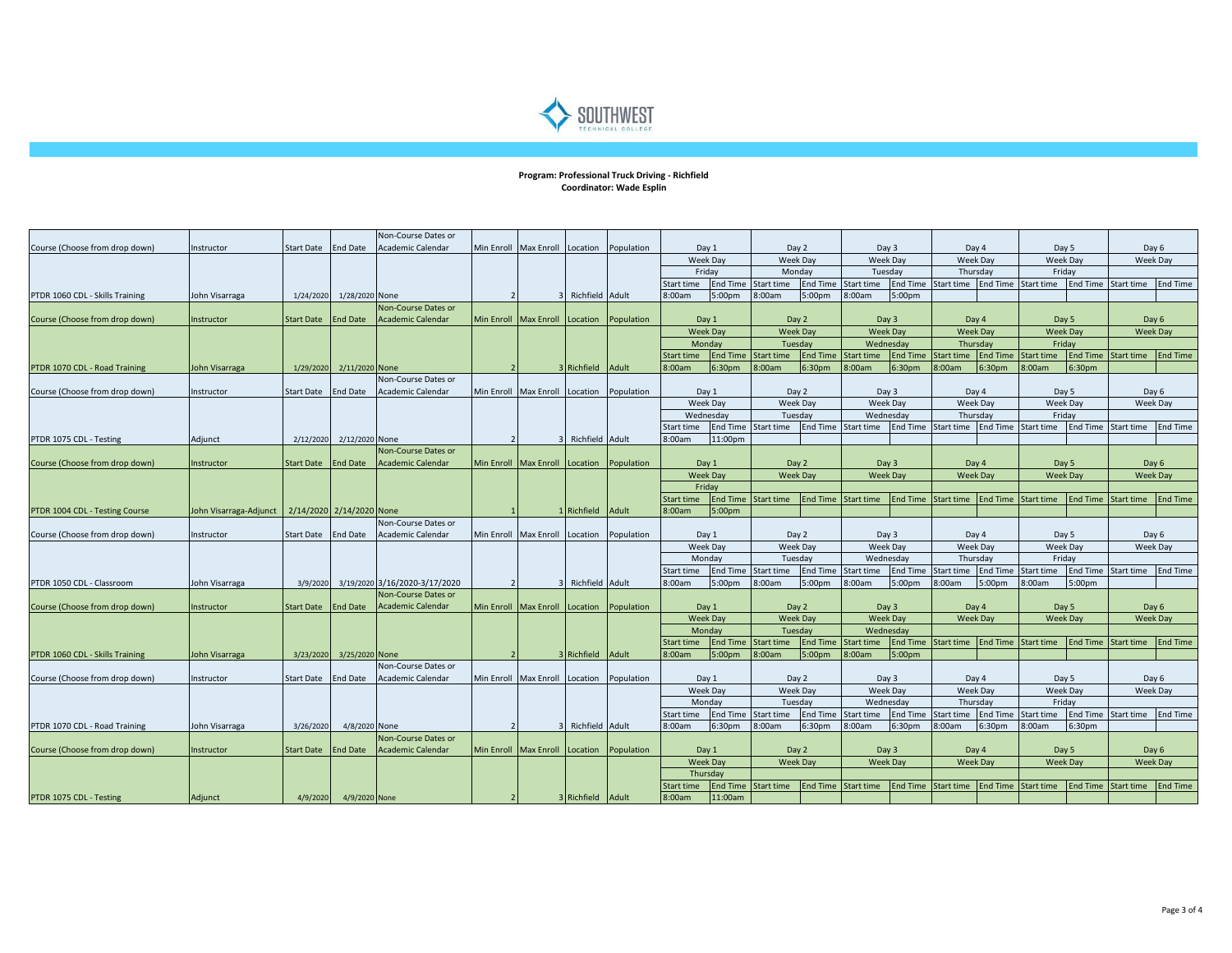**Program: Professional Truck Driving - Richfield**
**Coordinator: Wade Esplin**

| Course (Choose from drop down) | Instructor | Start Date | End Date | Non-Course Dates or Academic Calendar | Min Enroll | Max Enroll | Location | Population | Day 1 | | Day 2 | | Day 3 | | Day 4 | | Day 5 | | Day 6 | |
|---|---|---|---|---|---|---|---|---|---|---|---|---|---|---|---|---|---|---|---|---|
| | | | | | | | | | Week Day | | Week Day | | Week Day | | Week Day | | Week Day | | Week Day | |
| | | | | | | | | | Friday | | Monday | | Tuesday | | Thursday | | Friday | | | |
| | | | | | | | | | Start time | End Time | Start time | End Time | Start time | End Time | Start time | End Time | Start time | End Time | Start time | End Time |
| PTDR 1060 CDL - Skills Training | John Visarraga | 1/24/2020 | 1/28/2020 | None | 2 | 3 | Richfield | Adult | 8:00am | 5:00pm | 8:00am | 5:00pm | 8:00am | 5:00pm | | | | | | |

| Course (Choose from drop down) | Instructor | Start Date | End Date | Non-Course Dates or Academic Calendar | Min Enroll | Max Enroll | Location | Population | Day 1 | | Day 2 | | Day 3 | | Day 4 | | Day 5 | | Day 6 | |
|---|---|---|---|---|---|---|---|---|---|---|---|---|---|---|---|---|---|---|---|---|
| | | | | | | | | | Week Day | | Week Day | | Week Day | | Week Day | | Week Day | | Week Day | |
| | | | | | | | | | Monday | | Tuesday | | Wednesday | | Thursday | | Friday | | | |
| | | | | | | | | | Start time | End Time | Start time | End Time | Start time | End Time | Start time | End Time | Start time | End Time | Start time | End Time |
| PTDR 1070 CDL - Road Training | John Visarraga | 1/29/2020 | 2/11/2020 | None | 2 | 3 | Richfield | Adult | 8:00am | 6:30pm | 8:00am | 6:30pm | 8:00am | 6:30pm | 8:00am | 6:30pm | 8:00am | 6:30pm | | |

| Course (Choose from drop down) | Instructor | Start Date | End Date | Non-Course Dates or Academic Calendar | Min Enroll | Max Enroll | Location | Population | Day 1 | | Day 2 | | Day 3 | | Day 4 | | Day 5 | | Day 6 | |
|---|---|---|---|---|---|---|---|---|---|---|---|---|---|---|---|---|---|---|---|---|
| | | | | | | | | | Week Day | | Week Day | | Week Day | | Week Day | | Week Day | | Week Day | |
| | | | | | | | | | Wednesday | | Tuesday | | Wednesday | | Thursday | | Friday | | | |
| | | | | | | | | | Start time | End Time | Start time | End Time | Start time | End Time | Start time | End Time | Start time | End Time | Start time | End Time |
| PTDR 1075 CDL - Testing | Adjunct | 2/12/2020 | 2/12/2020 | None | 2 | 3 | Richfield | Adult | 8:00am | 11:00pm | | | | | | | | | | |

| Course (Choose from drop down) | Instructor | Start Date | End Date | Non-Course Dates or Academic Calendar | Min Enroll | Max Enroll | Location | Population | Day 1 | | Day 2 | | Day 3 | | Day 4 | | Day 5 | | Day 6 | |
|---|---|---|---|---|---|---|---|---|---|---|---|---|---|---|---|---|---|---|---|---|
| | | | | | | | | | Week Day | | Week Day | | Week Day | | Week Day | | Week Day | | Week Day | |
| | | | | | | | | | Friday | | | | | | | | | | | |
| | | | | | | | | | Start time | End Time | Start time | End Time | Start time | End Time | Start time | End Time | Start time | End Time | Start time | End Time |
| PTDR 1004 CDL - Testing Course | John Visarraga-Adjunct | 2/14/2020 | 2/14/2020 | None | 1 | 1 | Richfield | Adult | 8:00am | 5:00pm | | | | | | | | | | |

| Course (Choose from drop down) | Instructor | Start Date | End Date | Non-Course Dates or Academic Calendar | Min Enroll | Max Enroll | Location | Population | Day 1 | | Day 2 | | Day 3 | | Day 4 | | Day 5 | | Day 6 | |
|---|---|---|---|---|---|---|---|---|---|---|---|---|---|---|---|---|---|---|---|---|
| | | | | | | | | | Week Day | | Week Day | | Week Day | | Week Day | | Week Day | | Week Day | |
| | | | | | | | | | Monday | | Tuesday | | Wednesday | | Thursday | | Friday | | | |
| | | | | | | | | | Start time | End Time | Start time | End Time | Start time | End Time | Start time | End Time | Start time | End Time | Start time | End Time |
| PTDR 1050 CDL - Classroom | John Visarraga | 3/9/2020 | 3/19/2020 | 3/16/2020-3/17/2020 | 2 | 3 | Richfield | Adult | 8:00am | 5:00pm | 8:00am | 5:00pm | 8:00am | 5:00pm | 8:00am | 5:00pm | 8:00am | 5:00pm | | |

| Course (Choose from drop down) | Instructor | Start Date | End Date | Non-Course Dates or Academic Calendar | Min Enroll | Max Enroll | Location | Population | Day 1 | | Day 2 | | Day 3 | | Day 4 | | Day 5 | | Day 6 | |
|---|---|---|---|---|---|---|---|---|---|---|---|---|---|---|---|---|---|---|---|---|
| | | | | | | | | | Week Day | | Week Day | | Week Day | | Week Day | | Week Day | | Week Day | |
| | | | | | | | | | Monday | | Tuesday | | Wednesday | | | | | | | |
| | | | | | | | | | Start time | End Time | Start time | End Time | Start time | End Time | Start time | End Time | Start time | End Time | Start time | End Time |
| PTDR 1060 CDL - Skills Training | John Visarraga | 3/23/2020 | 3/25/2020 | None | 2 | 3 | Richfield | Adult | 8:00am | 5:00pm | 8:00am | 5:00pm | 8:00am | 5:00pm | | | | | | |

| Course (Choose from drop down) | Instructor | Start Date | End Date | Non-Course Dates or Academic Calendar | Min Enroll | Max Enroll | Location | Population | Day 1 | | Day 2 | | Day 3 | | Day 4 | | Day 5 | | Day 6 | |
|---|---|---|---|---|---|---|---|---|---|---|---|---|---|---|---|---|---|---|---|---|
| | | | | | | | | | Week Day | | Week Day | | Week Day | | Week Day | | Week Day | | Week Day | |
| | | | | | | | | | Monday | | Tuesday | | Wednesday | | Thursday | | Friday | | | |
| | | | | | | | | | Start time | End Time | Start time | End Time | Start time | End Time | Start time | End Time | Start time | End Time | Start time | End Time |
| PTDR 1070 CDL - Road Training | John Visarraga | 3/26/2020 | 4/8/2020 | None | 2 | 3 | Richfield | Adult | 8:00am | 6:30pm | 8:00am | 6:30pm | 8:00am | 6:30pm | 8:00am | 6:30pm | 8:00am | 6:30pm | | |

| Course (Choose from drop down) | Instructor | Start Date | End Date | Non-Course Dates or Academic Calendar | Min Enroll | Max Enroll | Location | Population | Day 1 | | Day 2 | | Day 3 | | Day 4 | | Day 5 | | Day 6 | |
|---|---|---|---|---|---|---|---|---|---|---|---|---|---|---|---|---|---|---|---|---|
| | | | | | | | | | Week Day | | Week Day | | Week Day | | Week Day | | Week Day | | Week Day | |
| | | | | | | | | | Thursday | | | | | | | | | | | |
| | | | | | | | | | Start time | End Time | Start time | End Time | Start time | End Time | Start time | End Time | Start time | End Time | Start time | End Time |
| PTDR 1075 CDL - Testing | Adjunct | 4/9/2020 | 4/9/2020 | None | 2 | 3 | Richfield | Adult | 8:00am | 11:00am | | | | | | | | | | |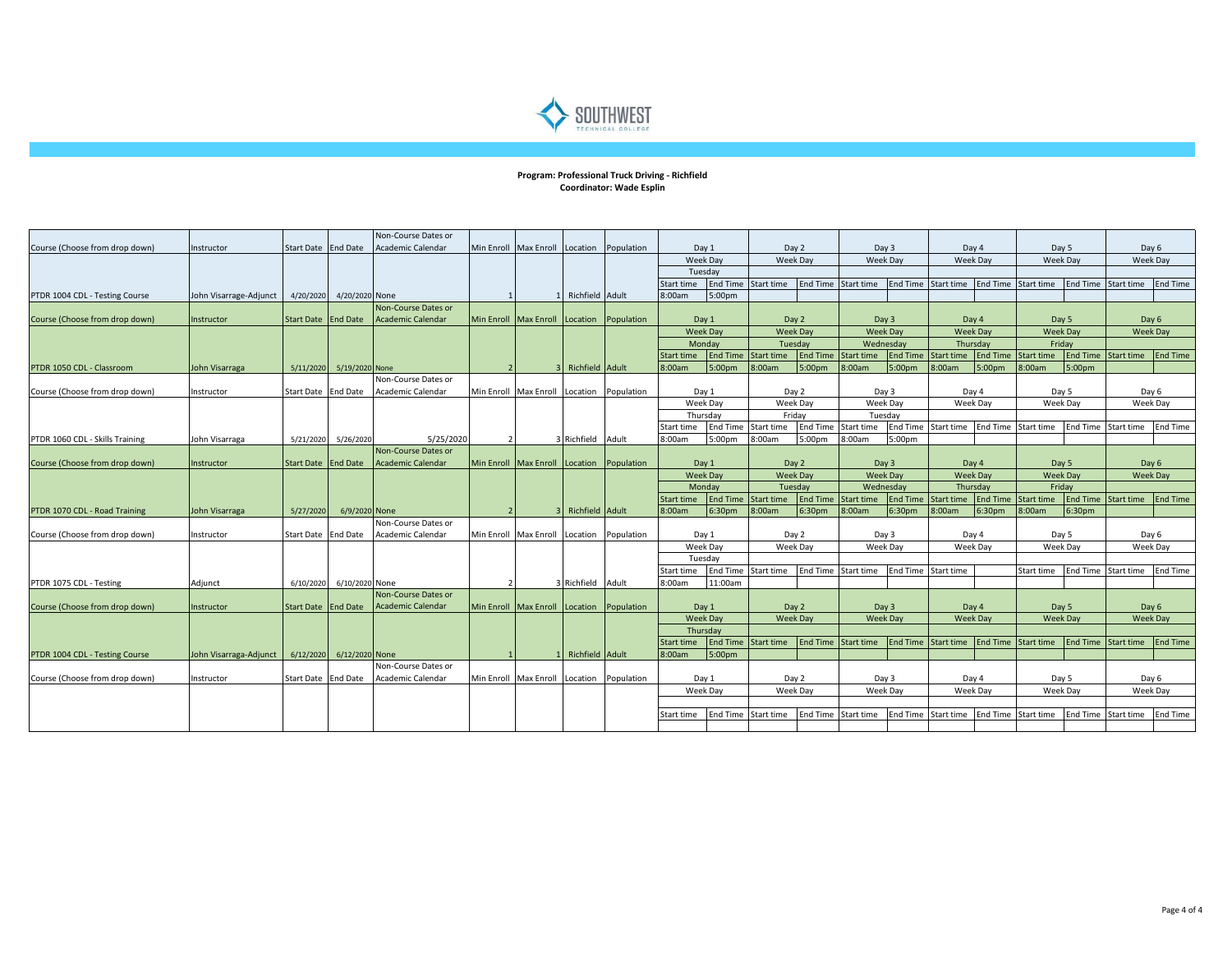**Program: Professional Truck Driving - Richfield**
**Coordinator: Wade Esplin**

| Course (Choose from drop down) | Instructor | Start Date | End Date | Non-Course Dates or Academic Calendar | Min Enroll | Max Enroll | Location | Population | Day 1 | | Day 2 | | Day 3 | | Day 4 | | Day 5 | | Day 6 | |
|---|---|---|---|---|---|---|---|---|---|---|---|---|---|---|---|---|---|---|---|---|
| | | | | | | | | | Week Day | | Week Day | | Week Day | | Week Day | | Week Day | | Week Day | |
| | | | | | | | | | Tuesday | | | | | | | | | | | |
| | | | | | | | | | Start time | End Time | Start time | End Time | Start time | End Time | Start time | End Time | Start time | End Time | Start time | End Time |
| PTDR 1004 CDL - Testing Course | John Visarrage-Adjunct | 4/20/2020 | 4/20/2020 | None | 1 | 1 | Richfield | Adult | 8:00am | 5:00pm | | | | | | | | | | |
| Course (Choose from drop down) | Instructor | Start Date | End Date | Non-Course Dates or Academic Calendar | Min Enroll | Max Enroll | Location | Population | Day 1 | | Day 2 | | Day 3 | | Day 4 | | Day 5 | | Day 6 | |
| | | | | | | | | | Week Day | | Week Day | | Week Day | | Week Day | | Week Day | | Week Day | |
| | | | | | | | | | Monday | | Tuesday | | Wednesday | | Thursday | | Friday | | | |
| | | | | | | | | | Start time | End Time | Start time | End Time | Start time | End Time | Start time | End Time | Start time | End Time | Start time | End Time |
| PTDR 1050 CDL - Classroom | John Visarraga | 5/11/2020 | 5/19/2020 | None | 2 | 3 | Richfield | Adult | 8:00am | 5:00pm | 8:00am | 5:00pm | 8:00am | 5:00pm | 8:00am | 5:00pm | 8:00am | 5:00pm | | |
| Course (Choose from drop down) | Instructor | Start Date | End Date | Non-Course Dates or Academic Calendar | Min Enroll | Max Enroll | Location | Population | Day 1 | | Day 2 | | Day 3 | | Day 4 | | Day 5 | | Day 6 | |
| | | | | | | | | | Week Day | | Week Day | | Week Day | | Week Day | | Week Day | | Week Day | |
| | | | | | | | | | Thursday | | Friday | | Tuesday | | | | | | | |
| | | | | | | | | | Start time | End Time | Start time | End Time | Start time | End Time | Start time | End Time | Start time | End Time | Start time | End Time |
| PTDR 1060 CDL - Skills Training | John Visarraga | 5/21/2020 | 5/26/2020 | 5/25/2020 | 2 | 3 | Richfield | Adult | 8:00am | 5:00pm | 8:00am | 5:00pm | 8:00am | 5:00pm | | | | | | |
| Course (Choose from drop down) | Instructor | Start Date | End Date | Non-Course Dates or Academic Calendar | Min Enroll | Max Enroll | Location | Population | Day 1 | | Day 2 | | Day 3 | | Day 4 | | Day 5 | | Day 6 | |
| | | | | | | | | | Week Day | | Week Day | | Week Day | | Week Day | | Week Day | | Week Day | |
| | | | | | | | | | Monday | | Tuesday | | Wednesday | | Thursday | | Friday | | | |
| | | | | | | | | | Start time | End Time | Start time | End Time | Start time | End Time | Start time | End Time | Start time | End Time | Start time | End Time |
| PTDR 1070 CDL - Road Training | John Visarraga | 5/27/2020 | 6/9/2020 | None | 2 | 3 | Richfield | Adult | 8:00am | 6:30pm | 8:00am | 6:30pm | 8:00am | 6:30pm | 8:00am | 6:30pm | 8:00am | 6:30pm | | |
| Course (Choose from drop down) | Instructor | Start Date | End Date | Non-Course Dates or Academic Calendar | Min Enroll | Max Enroll | Location | Population | Day 1 | | Day 2 | | Day 3 | | Day 4 | | Day 5 | | Day 6 | |
| | | | | | | | | | Week Day | | Week Day | | Week Day | | Week Day | | Week Day | | Week Day | |
| | | | | | | | | | Tuesday | | | | | | | | | | | |
| | | | | | | | | | Start time | End Time | Start time | End Time | Start time | End Time | Start time | | Start time | End Time | Start time | End Time |
| PTDR 1075 CDL - Testing | Adjunct | 6/10/2020 | 6/10/2020 | None | 2 | 3 | Richfield | Adult | 8:00am | 11:00am | | | | | | | | | | |
| Course (Choose from drop down) | Instructor | Start Date | End Date | Non-Course Dates or Academic Calendar | Min Enroll | Max Enroll | Location | Population | Day 1 | | Day 2 | | Day 3 | | Day 4 | | Day 5 | | Day 6 | |
| | | | | | | | | | Week Day | | Week Day | | Week Day | | Week Day | | Week Day | | Week Day | |
| | | | | | | | | | Thursday | | | | | | | | | | | |
| | | | | | | | | | Start time | End Time | Start time | End Time | Start time | End Time | Start time | End Time | Start time | End Time | Start time | End Time |
| PTDR 1004 CDL - Testing Course | John Visarraga-Adjunct | 6/12/2020 | 6/12/2020 | None | 1 | 1 | Richfield | Adult | 8:00am | 5:00pm | | | | | | | | | | |
| Course (Choose from drop down) | Instructor | Start Date | End Date | Non-Course Dates or Academic Calendar | Min Enroll | Max Enroll | Location | Population | Day 1 | | Day 2 | | Day 3 | | Day 4 | | Day 5 | | Day 6 | |
| | | | | | | | | | Week Day | | Week Day | | Week Day | | Week Day | | Week Day | | Week Day | |
| | | | | | | | | | | | | | | | | | | | | |
| | | | | | | | | | Start time | End Time | Start time | End Time | Start time | End Time | Start time | End Time | Start time | End Time | Start time | End Time |
| | | | | | | | | | | | | | | | | | | | | |